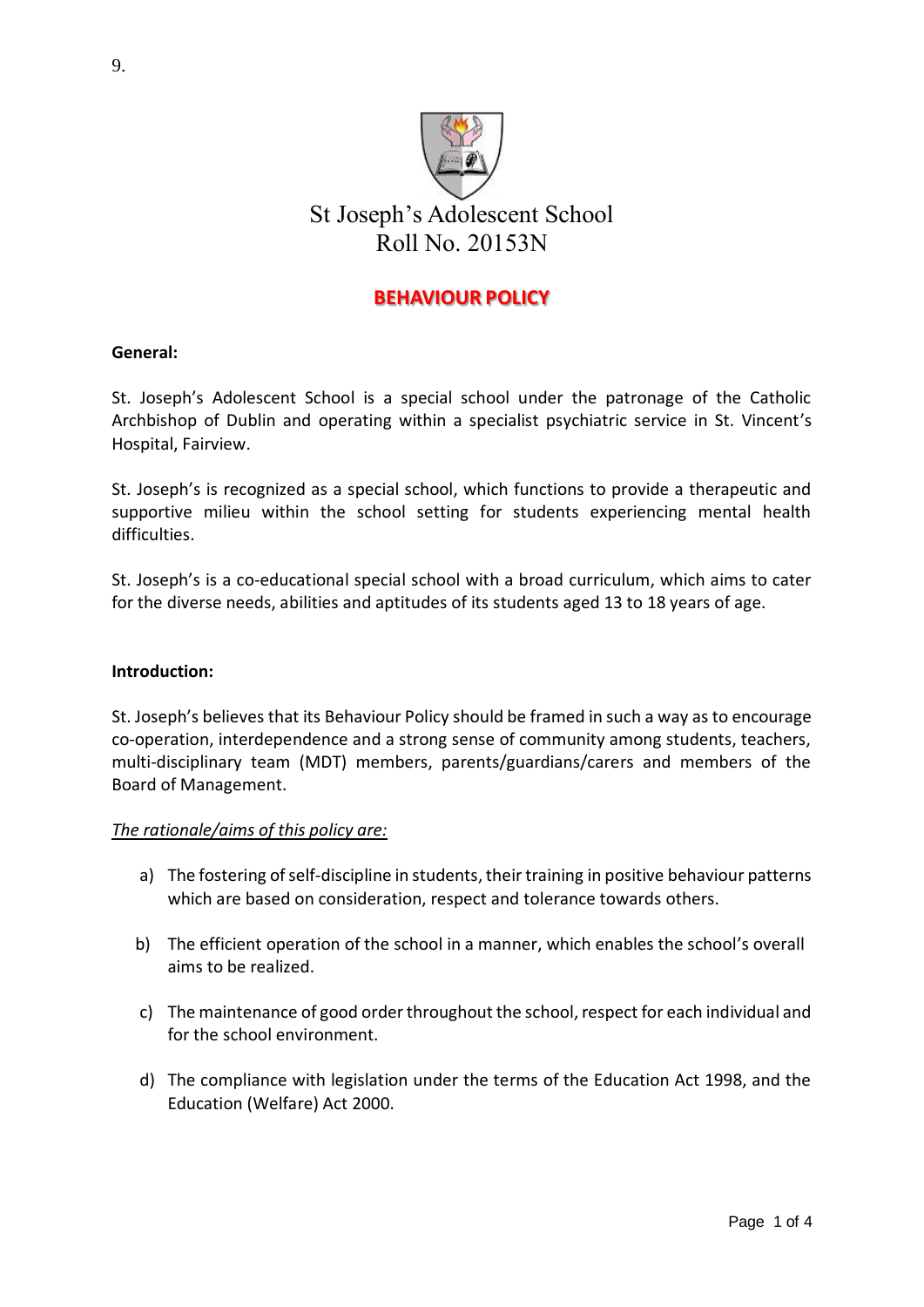9.

# St Joseph's Adolescent School
Roll No. 20153N

## BEHAVIOUR POLICY

**General:**

St. Joseph's Adolescent School is a special school under the patronage of the Catholic Archbishop of Dublin and operating within a specialist psychiatric service in St. Vincent's Hospital, Fairview.

St. Joseph's is recognized as a special school, which functions to provide a therapeutic and supportive milieu within the school setting for students experiencing mental health difficulties.

St. Joseph's is a co-educational special school with a broad curriculum, which aims to cater for the diverse needs, abilities and aptitudes of its students aged 13 to 18 years of age.

**Introduction:**

St. Joseph's believes that its Behaviour Policy should be framed in such a way as to encourage co-operation, interdependence and a strong sense of community among students, teachers, multi-disciplinary team (MDT) members, parents/guardians/carers and members of the Board of Management.

*The rationale/aims of this policy are:*

a) The fostering of self-discipline in students, their training in positive behaviour patterns which are based on consideration, respect and tolerance towards others.

b) The efficient operation of the school in a manner, which enables the school's overall aims to be realized.

c) The maintenance of good order throughout the school, respect for each individual and for the school environment.

d) The compliance with legislation under the terms of the Education Act 1998, and the Education (Welfare) Act 2000.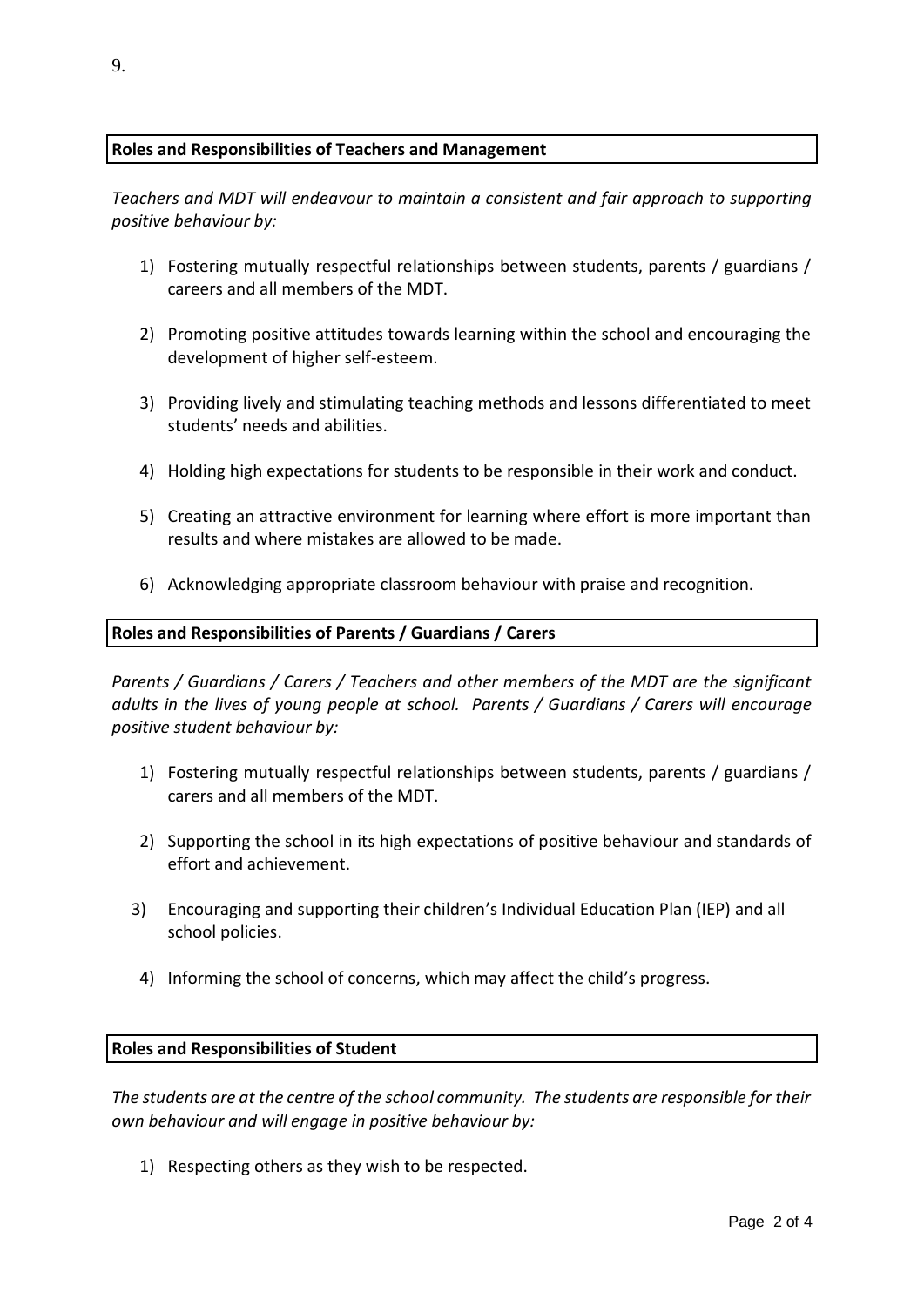9.

**Roles and Responsibilities of Teachers and Management**

*Teachers and MDT will endeavour to maintain a consistent and fair approach to supporting positive behaviour by:*

1) Fostering mutually respectful relationships between students, parents / guardians / careers and all members of the MDT.

2) Promoting positive attitudes towards learning within the school and encouraging the development of higher self-esteem.

3) Providing lively and stimulating teaching methods and lessons differentiated to meet students' needs and abilities.

4) Holding high expectations for students to be responsible in their work and conduct.

5) Creating an attractive environment for learning where effort is more important than results and where mistakes are allowed to be made.

6) Acknowledging appropriate classroom behaviour with praise and recognition.

**Roles and Responsibilities of Parents / Guardians / Carers**

*Parents / Guardians / Carers / Teachers and other members of the MDT are the significant adults in the lives of young people at school. Parents / Guardians / Carers will encourage positive student behaviour by:*

1) Fostering mutually respectful relationships between students, parents / guardians / carers and all members of the MDT.

2) Supporting the school in its high expectations of positive behaviour and standards of effort and achievement.

3) Encouraging and supporting their children's Individual Education Plan (IEP) and all school policies.

4) Informing the school of concerns, which may affect the child's progress.

**Roles and Responsibilities of Student**

*The students are at the centre of the school community. The students are responsible for their own behaviour and will engage in positive behaviour by:*

1) Respecting others as they wish to be respected.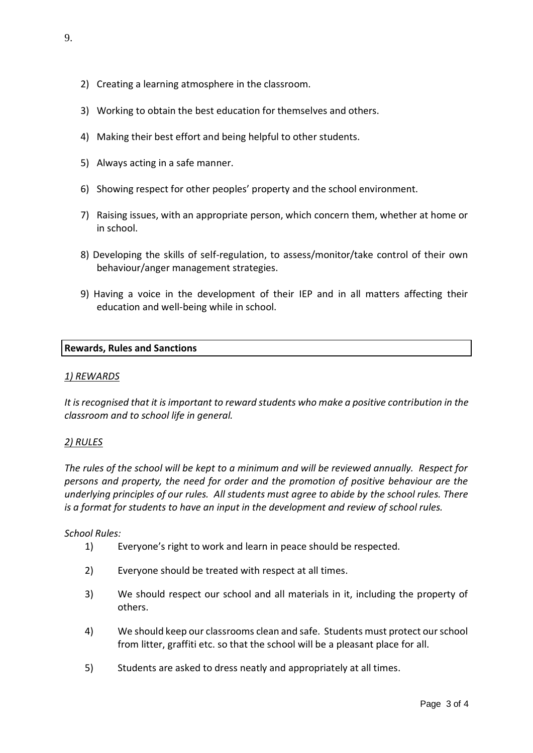9.

2) Creating a learning atmosphere in the classroom.

3) Working to obtain the best education for themselves and others.

4) Making their best effort and being helpful to other students.

5) Always acting in a safe manner.

6) Showing respect for other peoples' property and the school environment.

7) Raising issues, with an appropriate person, which concern them, whether at home or in school.

8) Developing the skills of self-regulation, to assess/monitor/take control of their own behaviour/anger management strategies.

9) Having a voice in the development of their IEP and in all matters affecting their education and well-being while in school.

**Rewards, Rules and Sanctions**

*1) REWARDS*

*It is recognised that it is important to reward students who make a positive contribution in the classroom and to school life in general.*

*2) RULES*

*The rules of the school will be kept to a minimum and will be reviewed annually. Respect for persons and property, the need for order and the promotion of positive behaviour are the underlying principles of our rules. All students must agree to abide by the school rules. There is a format for students to have an input in the development and review of school rules.*

*School Rules:*

1) Everyone's right to work and learn in peace should be respected.

2) Everyone should be treated with respect at all times.

3) We should respect our school and all materials in it, including the property of others.

4) We should keep our classrooms clean and safe. Students must protect our school from litter, graffiti etc. so that the school will be a pleasant place for all.

5) Students are asked to dress neatly and appropriately at all times.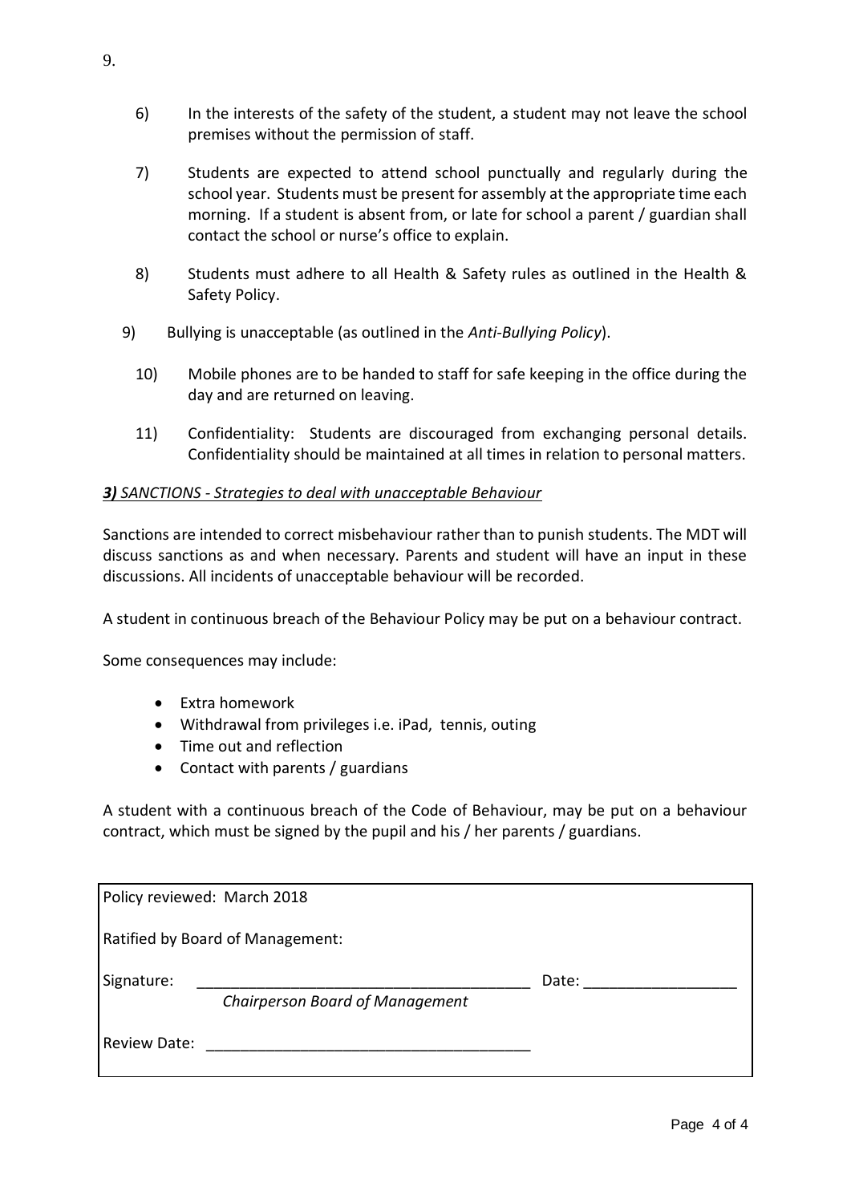6) In the interests of the safety of the student, a student may not leave the school premises without the permission of staff.

7) Students are expected to attend school punctually and regularly during the school year. Students must be present for assembly at the appropriate time each morning. If a student is absent from, or late for school a parent / guardian shall contact the school or nurse's office to explain.

8) Students must adhere to all Health & Safety rules as outlined in the Health & Safety Policy.

9) Bullying is unacceptable (as outlined in the *Anti-Bullying Policy*).

10) Mobile phones are to be handed to staff for safe keeping in the office during the day and are returned on leaving.

11) Confidentiality: Students are discouraged from exchanging personal details. Confidentiality should be maintained at all times in relation to personal matters.

***3)*** ***SANCTIONS - Strategies to deal with unacceptable Behaviour***

Sanctions are intended to correct misbehaviour rather than to punish students. The MDT will discuss sanctions as and when necessary. Parents and student will have an input in these discussions. All incidents of unacceptable behaviour will be recorded.

A student in continuous breach of the Behaviour Policy may be put on a behaviour contract.

Some consequences may include:

- Extra homework
- Withdrawal from privileges i.e. iPad, tennis, outing
- Time out and reflection
- Contact with parents / guardians

A student with a continuous breach of the Code of Behaviour, may be put on a behaviour contract, which must be signed by the pupil and his / her parents / guardians.

Policy reviewed: March 2018

Ratified by Board of Management:

Signature: ______________________________________ Date: _________________

*Chairperson Board of Management*

Review Date: ______________________________________